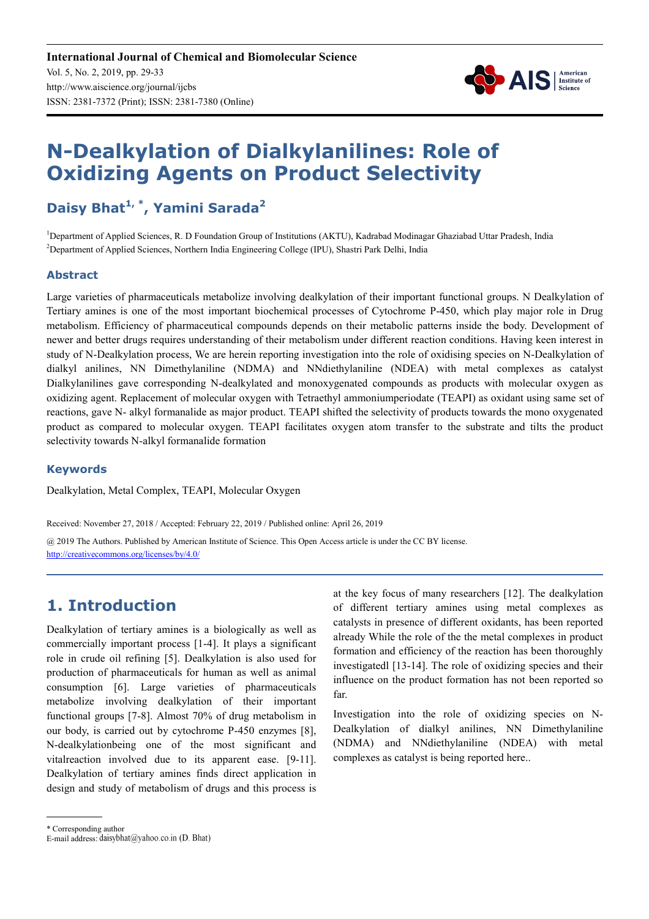# N-Dealkylation of Dialkylanilines: Role of Oxidizing Agents on Product Selectivity

## Daisy Bhat[1, *], Yamini Sarada[2]

[1]Department of Applied Sciences, R. D Foundation Group of Institutions (AKTU), Kadrabad Modinagar Ghaziabad Uttar Pradesh, India
[2]Department of Applied Sciences, Northern India Engineering College (IPU), Shastri Park Delhi, India

### Abstract

Large varieties of pharmaceuticals metabolize involving dealkylation of their important functional groups. N Dealkylation of Tertiary amines is one of the most important biochemical processes of Cytochrome P-450, which play major role in Drug metabolism. Efficiency of pharmaceutical compounds depends on their metabolic patterns inside the body. Development of newer and better drugs requires understanding of their metabolism under different reaction conditions. Having keen interest in study of N-Dealkylation process, We are herein reporting investigation into the role of oxidising species on N-Dealkylation of dialkyl anilines, NN Dimethylaniline (NDMA) and NNdiethylaniline (NDEA) with metal complexes as catalyst Dialkylanilines gave corresponding N-dealkylated and monoxygenated compounds as products with molecular oxygen as oxidizing agent. Replacement of molecular oxygen with Tetraethyl ammoniumperiodate (TEAPI) as oxidant using same set of reactions, gave N- alkyl formanalide as major product. TEAPI shifted the selectivity of products towards the mono oxygenated product as compared to molecular oxygen. TEAPI facilitates oxygen atom transfer to the substrate and tilts the product selectivity towards N-alkyl formanalide formation

### Keywords

Dealkylation, Metal Complex, TEAPI, Molecular Oxygen

Received: November 27, 2018 / Accepted: February 22, 2019 / Published online: April 26, 2019

@ 2019 The Authors. Published by American Institute of Science. This Open Access article is under the CC BY license. http://creativecommons.org/licenses/by/4.0/

## 1. Introduction

Dealkylation of tertiary amines is a biologically as well as commercially important process [1-4]. It plays a significant role in crude oil refining [5]. Dealkylation is also used for production of pharmaceuticals for human as well as animal consumption [6]. Large varieties of pharmaceuticals metabolize involving dealkylation of their important functional groups [7-8]. Almost 70% of drug metabolism in our body, is carried out by cytochrome P-450 enzymes [8], N-dealkylationbeing one of the most significant and vitalreaction involved due to its apparent ease. [9-11]. Dealkylation of tertiary amines finds direct application in design and study of metabolism of drugs and this process is at the key focus of many researchers [12]. The dealkylation of different tertiary amines using metal complexes as catalysts in presence of different oxidants, has been reported already While the role of the the metal complexes in product formation and efficiency of the reaction has been thoroughly investigatedl [13-14]. The role of oxidizing species and their influence on the product formation has not been reported so far.

Investigation into the role of oxidizing species on N-Dealkylation of dialkyl anilines, NN Dimethylaniline (NDMA) and NNdiethylaniline (NDEA) with metal complexes as catalyst is being reported here..

\* Corresponding author
E-mail address: daisybhat@yahoo.co.in (D. Bhat)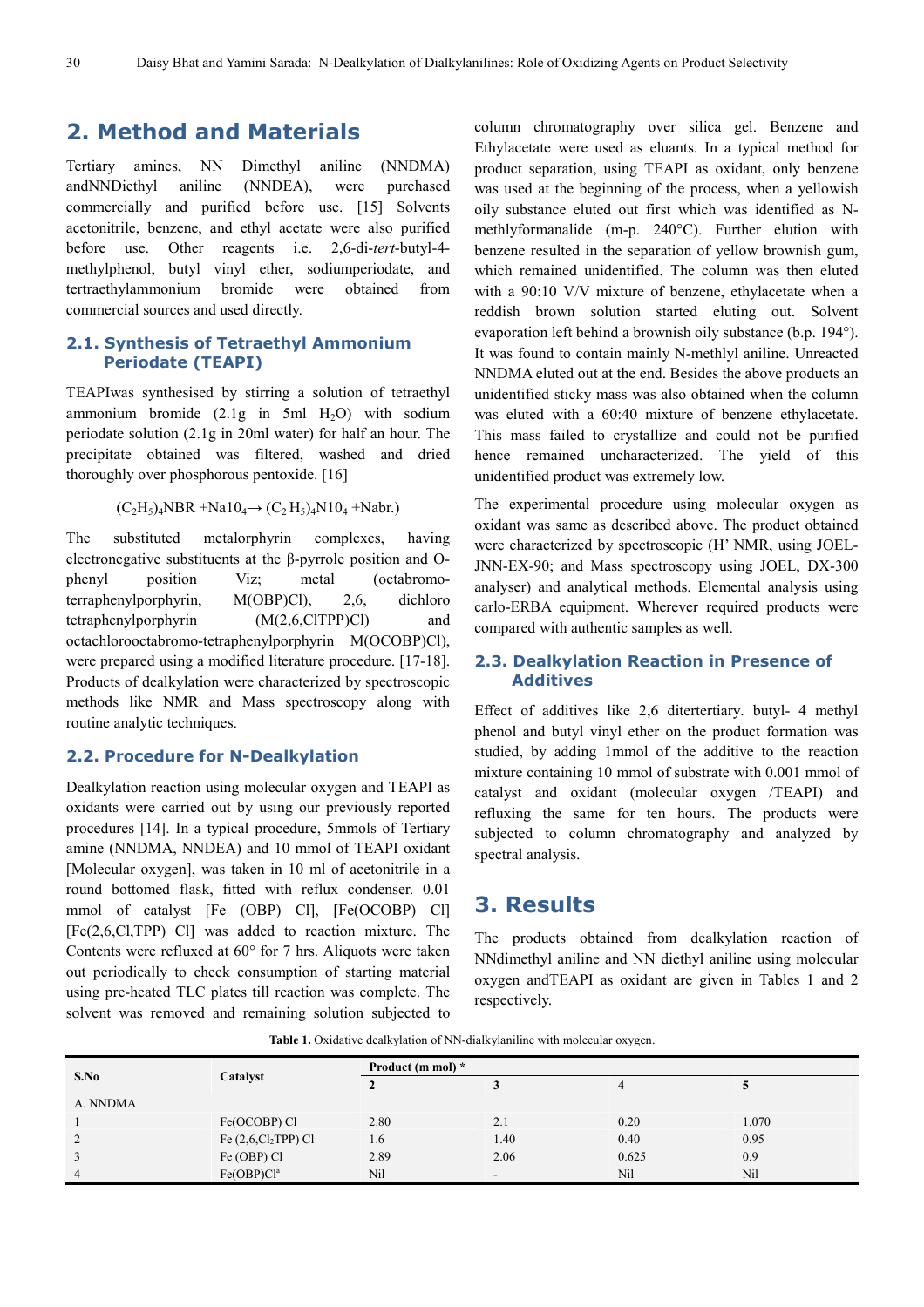## 2. Method and Materials

Tertiary amines, NN Dimethyl aniline (NNDMA) andNNDiethyl aniline (NNDEA), were purchased commercially and purified before use. [15] Solvents acetonitrile, benzene, and ethyl acetate were also purified before use. Other reagents i.e. 2,6-di-*tert*-butyl-4-methylphenol, butyl vinyl ether, sodiumperiodate, and tertraethylammonium bromide were obtained from commercial sources and used directly.

### 2.1. Synthesis of Tetraethyl Ammonium Periodate (TEAPI)

TEAPIwas synthesised by stirring a solution of tetraethyl ammonium bromide (2.1g in 5ml $H_2O$) with sodium periodate solution (2.1g in 20ml water) for half an hour. The precipitate obtained was filtered, washed and dried thoroughly over phosphorous pentoxide. [16]

$$(C_2H_5)_4NBR + Na10_4 \rightarrow (C_2H_5)_4N10_4 + Nabr.)$$

The substituted metalorphyrin complexes, having electronegative substituents at the β-pyrrole position and O-phenyl position Viz; metal (octabromo-terraphenylporphyrin, M(OBP)Cl), 2,6, dichloro tetraphenylporphyrin (M(2,6,ClTPP)Cl) and octachlorooctabromo-tetraphenylporphyrin M(OCOBP)Cl), were prepared using a modified literature procedure. [17-18]. Products of dealkylation were characterized by spectroscopic methods like NMR and Mass spectroscopy along with routine analytic techniques.

### 2.2. Procedure for N-Dealkylation

Dealkylation reaction using molecular oxygen and TEAPI as oxidants were carried out by using our previously reported procedures [14]. In a typical procedure, 5mmols of Tertiary amine (NNDMA, NNDEA) and 10 mmol of TEAPI oxidant [Molecular oxygen], was taken in 10 ml of acetonitrile in a round bottomed flask, fitted with reflux condenser. 0.01 mmol of catalyst [Fe (OBP) Cl], [Fe(OCOBP) Cl] [Fe(2,6,Cl,TPP) Cl] was added to reaction mixture. The Contents were refluxed at 60° for 7 hrs. Aliquots were taken out periodically to check consumption of starting material using pre-heated TLC plates till reaction was complete. The solvent was removed and remaining solution subjected to column chromatography over silica gel. Benzene and Ethylacetate were used as eluants. In a typical method for product separation, using TEAPI as oxidant, only benzene was used at the beginning of the process, when a yellowish oily substance eluted out first which was identified as N-methlyformanalide (m-p. 240°C). Further elution with benzene resulted in the separation of yellow brownish gum, which remained unidentified. The column was then eluted with a 90:10 V/V mixture of benzene, ethylacetate when a reddish brown solution started eluting out. Solvent evaporation left behind a brownish oily substance (b.p. 194°). It was found to contain mainly N-methlyl aniline. Unreacted NNDMA eluted out at the end. Besides the above products an unidentified sticky mass was also obtained when the column was eluted with a 60:40 mixture of benzene ethylacetate. This mass failed to crystallize and could not be purified hence remained uncharacterized. The yield of this unidentified product was extremely low.

The experimental procedure using molecular oxygen as oxidant was same as described above. The product obtained were characterized by spectroscopic (H' NMR, using JOEL-JNN-EX-90; and Mass spectroscopy using JOEL, DX-300 analyser) and analytical methods. Elemental analysis using carlo-ERBA equipment. Wherever required products were compared with authentic samples as well.

### 2.3. Dealkylation Reaction in Presence of Additives

Effect of additives like 2,6 ditertiary. butyl- 4 methyl phenol and butyl vinyl ether on the product formation was studied, by adding 1mmol of the additive to the reaction mixture containing 10 mmol of substrate with 0.001 mmol of catalyst and oxidant (molecular oxygen /TEAPI) and refluxing the same for ten hours. The products were subjected to column chromatography and analyzed by spectral analysis.

## 3. Results

The products obtained from dealkylation reaction of NNdimethyl aniline and NN diethyl aniline using molecular oxygen andTEAPI as oxidant are given in Tables 1 and 2 respectively.

**Table 1.** Oxidative dealkylation of NN-dialkylaniline with molecular oxygen.

| S.No | Catalyst | Product (m mol) * | | | |
|---|---|---|---|---|---|
| | | 2 | 3 | 4 | 5 |
| A. NNDMA | | | | | |
| 1 | Fe(OCOBP) Cl | 2.80 | 2.1 | 0.20 | 1.070 |
| 2 | Fe (2,6,$Cl_2$TPP) Cl | 1.6 | 1.40 | 0.40 | 0.95 |
| 3 | Fe (OBP) Cl | 2.89 | 2.06 | 0.625 | 0.9 |
| 4 | Fe(OBP)Cl[a] | Nil | - | Nil | Nil |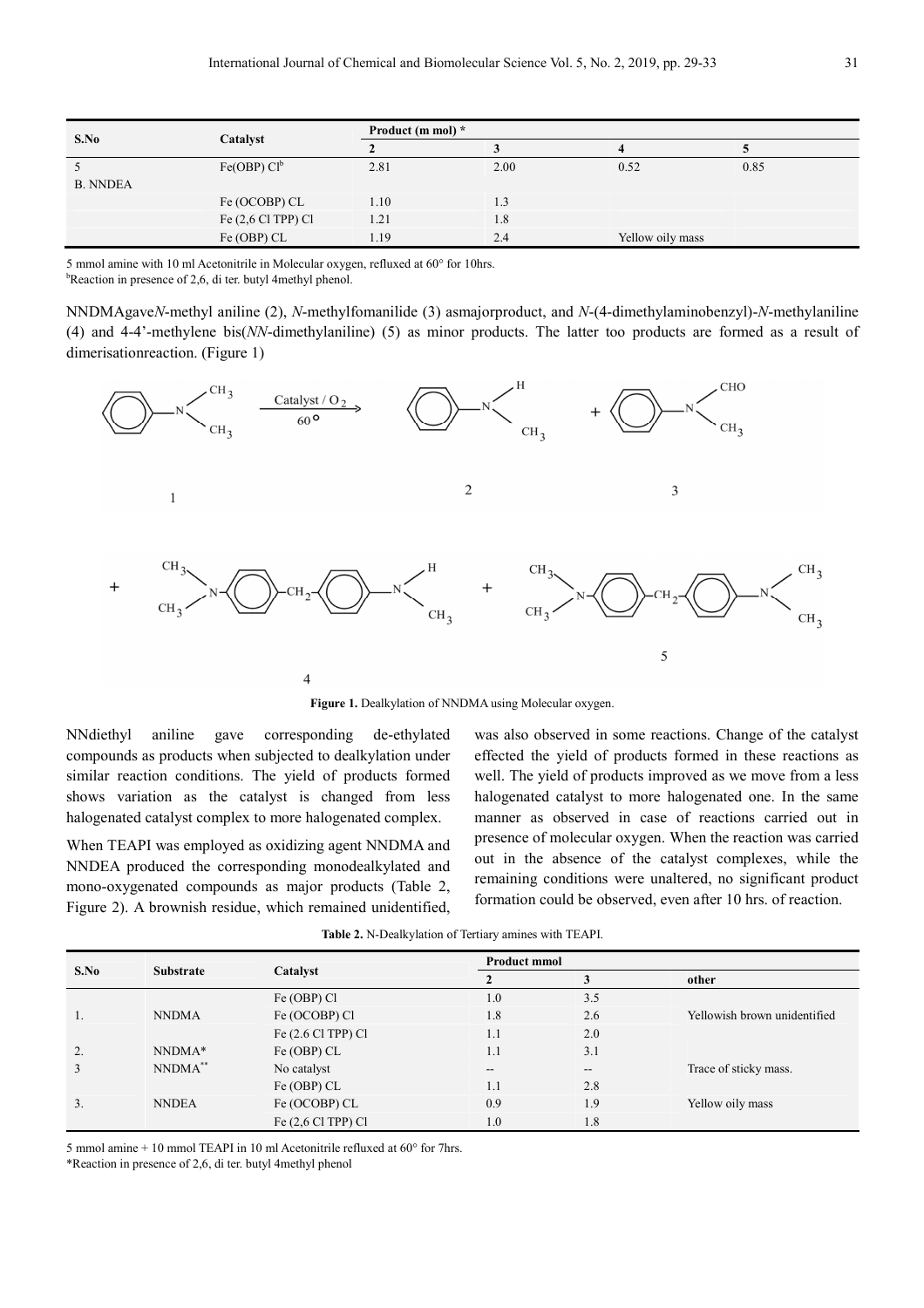| S.No | Catalyst | Product (m mol) * | | | |
|---|---|---|---|---|---|
| | | 2 | 3 | 4 | 5 |
| 5 | Fe(OBP) Cl[b] | 2.81 | 2.00 | 0.52 | 0.85 |
| B. NNDEA | | | | | |
| | Fe (OCOBP) CL | 1.10 | 1.3 | | |
| | Fe (2,6 Cl TPP) Cl | 1.21 | 1.8 | | |
| | Fe (OBP) CL | 1.19 | 2.4 | Yellow oily mass | |

5 mmol amine with 10 ml Acetonitrile in Molecular oxygen, refluxed at 60° for 10hrs.
[b]Reaction in presence of 2,6, di ter. butyl 4methyl phenol.

NNDMAgave*N*-methyl aniline (2), *N*-methylfomanilide (3) asmajorproduct, and *N*-(4-dimethylaminobenzyl)-*N*-methylaniline (4) and 4-4'-methylene bis(*NN*-dimethylaniline) (5) as minor products. The latter too products are formed as a result of dimerisationreaction. (Figure 1)

**Figure 1.** Dealkylation of NNDMA using Molecular oxygen.

NNdiethyl aniline gave corresponding de-ethylated compounds as products when subjected to dealkylation under similar reaction conditions. The yield of products formed shows variation as the catalyst is changed from less halogenated catalyst complex to more halogenated complex.

When TEAPI was employed as oxidizing agent NNDMA and NNDEA produced the corresponding monodealkylated and mono-oxygenated compounds as major products (Table 2, Figure 2). A brownish residue, which remained unidentified, was also observed in some reactions. Change of the catalyst effected the yield of products formed in these reactions as well. The yield of products improved as we move from a less halogenated catalyst to more halogenated one. In the same manner as observed in case of reactions carried out in presence of molecular oxygen. When the reaction was carried out in the absence of the catalyst complexes, while the remaining conditions were unaltered, no significant product formation could be observed, even after 10 hrs. of reaction.

**Table 2.** N-Dealkylation of Tertiary amines with TEAPI.

| S.No | Substrate | Catalyst | Product mmol | | |
|---|---|---|---|---|---|
| | | | 2 | 3 | other |
| | | Fe (OBP) Cl | 1.0 | 3.5 | |
| 1. | NNDMA | Fe (OCOBP) Cl | 1.8 | 2.6 | Yellowish brown unidentified |
| | | Fe (2.6 Cl TPP) Cl | 1.1 | 2.0 | |
| 2. | NNDMA* | Fe (OBP) CL | 1.1 | 3.1 | |
| 3 | NNDMA** | No catalyst | -- | -- | Trace of sticky mass. |
| | | Fe (OBP) CL | 1.1 | 2.8 | |
| 3. | NNDEA | Fe (OCOBP) CL | 0.9 | 1.9 | Yellow oily mass |
| | | Fe (2,6 Cl TPP) Cl | 1.0 | 1.8 | |

5 mmol amine + 10 mmol TEAPI in 10 ml Acetonitrile refluxed at 60° for 7hrs.
*Reaction in presence of 2,6, di ter. butyl 4methyl phenol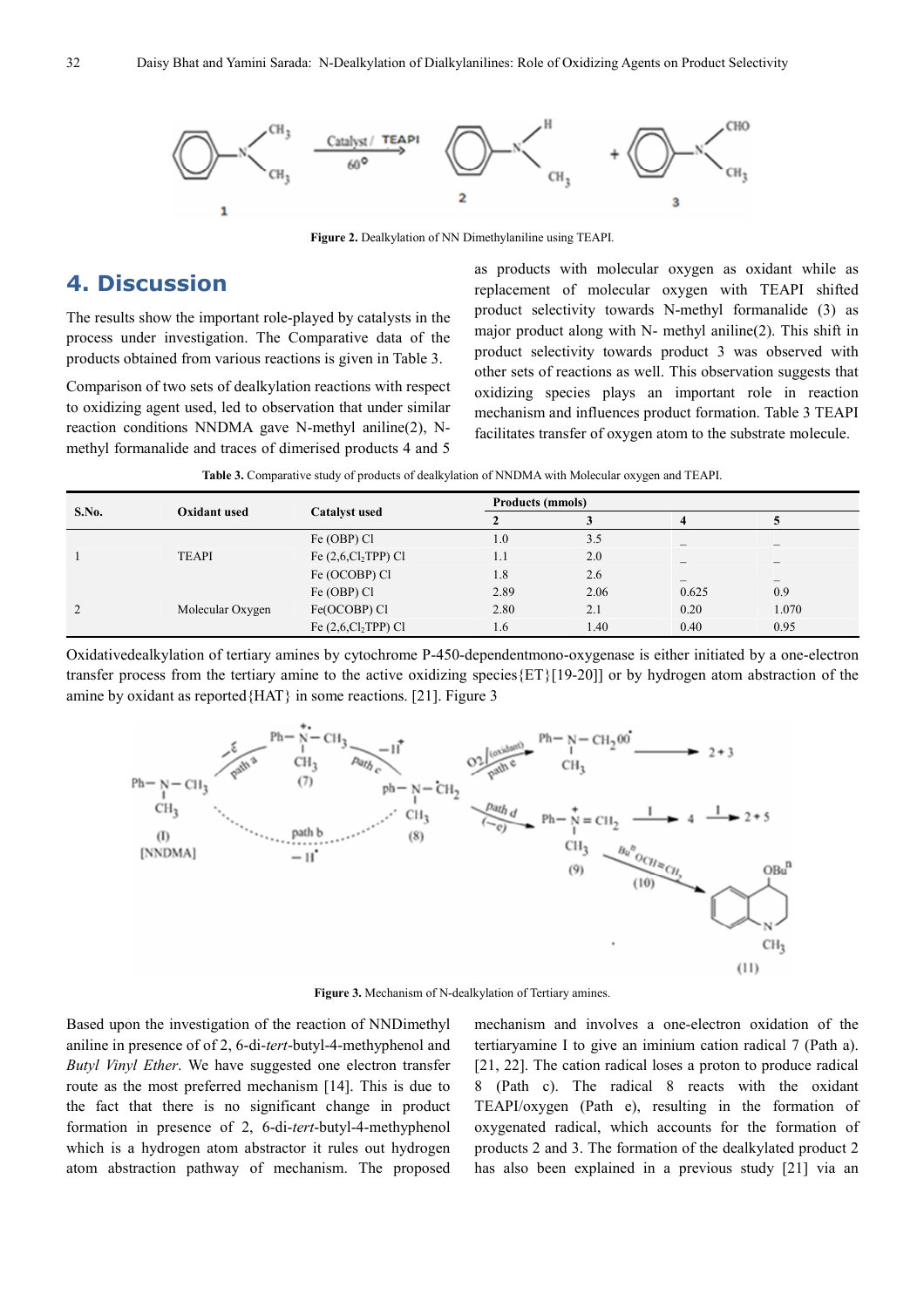Figure 2. Dealkylation of NN Dimethylaniline using TEAPI.

## 4. Discussion

The results show the important role-played by catalysts in the process under investigation. The Comparative data of the products obtained from various reactions is given in Table 3.

Comparison of two sets of dealkylation reactions with respect to oxidizing agent used, led to observation that under similar reaction conditions NNDMA gave N-methyl aniline(2), N-methyl formanalide and traces of dimerised products 4 and 5 as products with molecular oxygen as oxidant while as replacement of molecular oxygen with TEAPI shifted product selectivity towards N-methyl formanalide (3) as major product along with N- methyl aniline(2). This shift in product selectivity towards product 3 was observed with other sets of reactions as well. This observation suggests that oxidizing species plays an important role in reaction mechanism and influences product formation. Table 3 TEAPI facilitates transfer of oxygen atom to the substrate molecule.

**Table 3.** Comparative study of products of dealkylation of NNDMA with Molecular oxygen and TEAPI.

| S.No. | Oxidant used | Catalyst used | Products (mmols) | | | |
|---|---|---|---|---|---|---|
| | | | 2 | 3 | 4 | 5 |
| 1 | TEAPI | Fe (OBP) Cl | 1.0 | 3.5 | _ | _ |
| | | Fe (2,6,$Cl_2$TPP) Cl | 1.1 | 2.0 | _ | _ |
| | | Fe (OCOBP) Cl | 1.8 | 2.6 | _ | _ |
| 2 | Molecular Oxygen | Fe (OBP) Cl | 2.89 | 2.06 | 0.625 | 0.9 |
| | | Fe(OCOBP) Cl | 2.80 | 2.1 | 0.20 | 1.070 |
| | | Fe (2,6,$Cl_2$TPP) Cl | 1.6 | 1.40 | 0.40 | 0.95 |

Oxidativedealkylation of tertiary amines by cytochrome P-450-dependentmono-oxygenase is either initiated by a one-electron transfer process from the tertiary amine to the active oxidizing species{ET}[19-20]] or by hydrogen atom abstraction of the amine by oxidant as reported{HAT} in some reactions. [21]. Figure 3

Figure 3. Mechanism of N-dealkylation of Tertiary amines.

Based upon the investigation of the reaction of NNDimethyl aniline in presence of of 2, 6-di-*tert*-butyl-4-methyphenol and *Butyl Vinyl Ether*. We have suggested one electron transfer route as the most preferred mechanism [14]. This is due to the fact that there is no significant change in product formation in presence of 2, 6-di-*tert*-butyl-4-methyphenol which is a hydrogen atom abstractor it rules out hydrogen atom abstraction pathway of mechanism. The proposed mechanism and involves a one-electron oxidation of the tertiaryamine I to give an iminium cation radical 7 (Path a). [21, 22]. The cation radical loses a proton to produce radical 8 (Path c). The radical 8 reacts with the oxidant TEAPI/oxygen (Path e), resulting in the formation of oxygenated radical, which accounts for the formation of products 2 and 3. The formation of the dealkylated product 2 has also been explained in a previous study [21] via an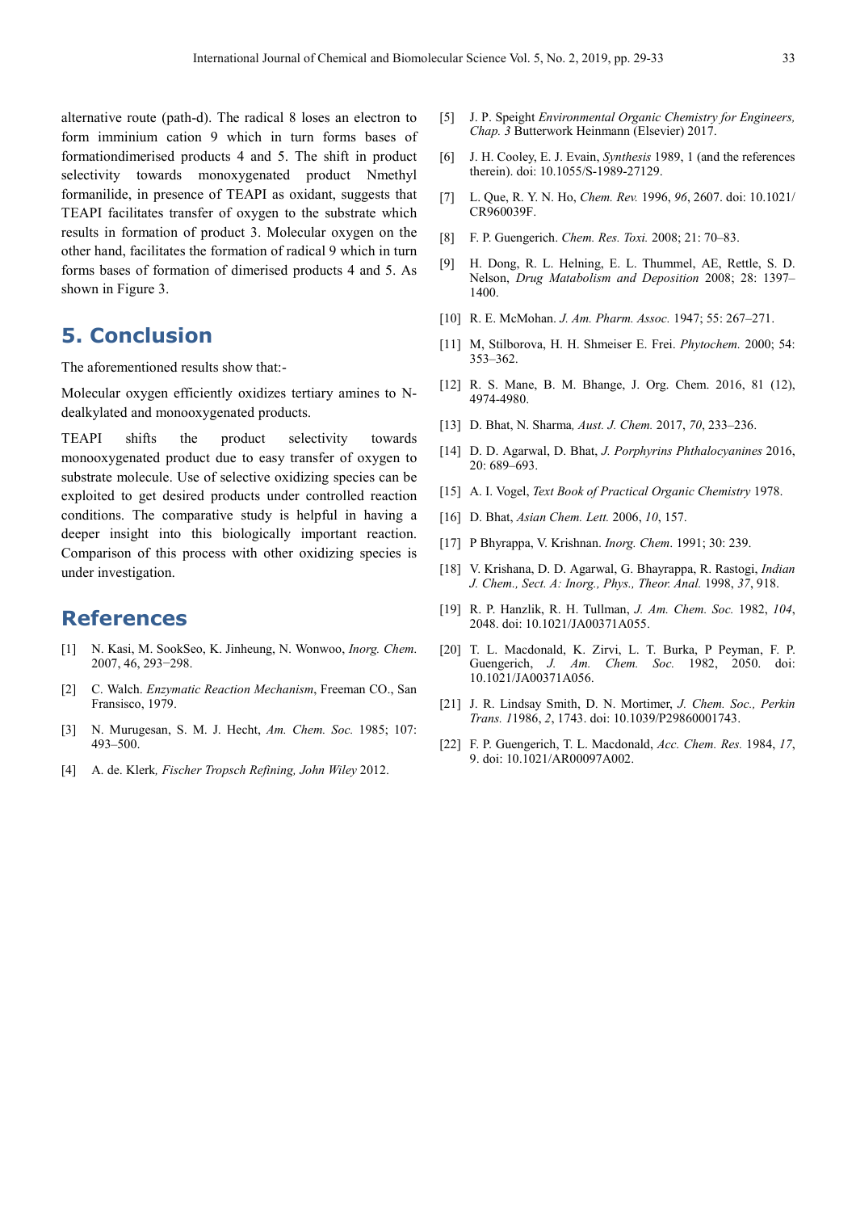alternative route (path-d). The radical 8 loses an electron to form imminium cation 9 which in turn forms bases of formationdimerised products 4 and 5. The shift in product selectivity towards monoxygenated product Nmethyl formanilide, in presence of TEAPI as oxidant, suggests that TEAPI facilitates transfer of oxygen to the substrate which results in formation of product 3. Molecular oxygen on the other hand, facilitates the formation of radical 9 which in turn forms bases of formation of dimerised products 4 and 5. As shown in Figure 3.

## 5. Conclusion

The aforementioned results show that:-

Molecular oxygen efficiently oxidizes tertiary amines to N-dealkylated and monooxygenated products.

TEAPI shifts the product selectivity towards monooxygenated product due to easy transfer of oxygen to substrate molecule. Use of selective oxidizing species can be exploited to get desired products under controlled reaction conditions. The comparative study is helpful in having a deeper insight into this biologically important reaction. Comparison of this process with other oxidizing species is under investigation.

## References

[1] N. Kasi, M. SookSeo, K. Jinheung, N. Wonwoo, *Inorg. Chem.* 2007, 46, 293−298.

[2] C. Walch. *Enzymatic Reaction Mechanism*, Freeman CO., San Fransisco, 1979.

[3] N. Murugesan, S. M. J. Hecht, *Am. Chem. Soc.* 1985; 107: 493–500.

[4] A. de. Klerk*, Fischer Tropsch Refining, John Wiley* 2012.

[5] J. P. Speight *Environmental Organic Chemistry for Engineers, Chap. 3* Butterwork Heinmann (Elsevier) 2017.

[6] J. H. Cooley, E. J. Evain, *Synthesis* 1989, 1 (and the references therein). doi: 10.1055/S-1989-27129.

[7] L. Que, R. Y. N. Ho, *Chem. Rev.* 1996, *96*, 2607. doi: 10.1021/ CR960039F.

[8] F. P. Guengerich. *Chem. Res. Toxi.* 2008; 21: 70–83.

[9] H. Dong, R. L. Helning, E. L. Thummel, AE, Rettle, S. D. Nelson, *Drug Matabolism and Deposition* 2008; 28: 1397–1400.

[10] R. E. McMohan. *J. Am. Pharm. Assoc.* 1947; 55: 267–271.

[11] M, Stilborova, H. H. Shmeiser E. Frei. *Phytochem.* 2000; 54: 353–362.

[12] R. S. Mane, B. M. Bhange, J. Org. Chem. 2016, 81 (12), 4974-4980.

[13] D. Bhat, N. Sharma*, Aust. J. Chem.* 2017, *70*, 233–236.

[14] D. D. Agarwal, D. Bhat, *J. Porphyrins Phthalocyanines* 2016, 20: 689–693.

[15] A. I. Vogel, *Text Book of Practical Organic Chemistry* 1978.

[16] D. Bhat, *Asian Chem. Lett.* 2006, *10*, 157.

[17] P Bhyrappa, V. Krishnan. *Inorg. Chem*. 1991; 30: 239.

[18] V. Krishana, D. D. Agarwal, G. Bhayrappa, R. Rastogi, *Indian J. Chem., Sect. A: Inorg., Phys., Theor. Anal.* 1998, *37*, 918.

[19] R. P. Hanzlik, R. H. Tullman, *J. Am. Chem. Soc.* 1982, *104*, 2048. doi: 10.1021/JA00371A055.

[20] T. L. Macdonald, K. Zirvi, L. T. Burka, P Peyman, F. P. Guengerich, *J. Am. Chem. Soc.* 1982, 2050. doi: 10.1021/JA00371A056.

[21] J. R. Lindsay Smith, D. N. Mortimer, *J. Chem. Soc., Perkin Trans. 1*1986, *2*, 1743. doi: 10.1039/P29860001743.

[22] F. P. Guengerich, T. L. Macdonald, *Acc. Chem. Res.* 1984, *17*, 9. doi: 10.1021/AR00097A002.